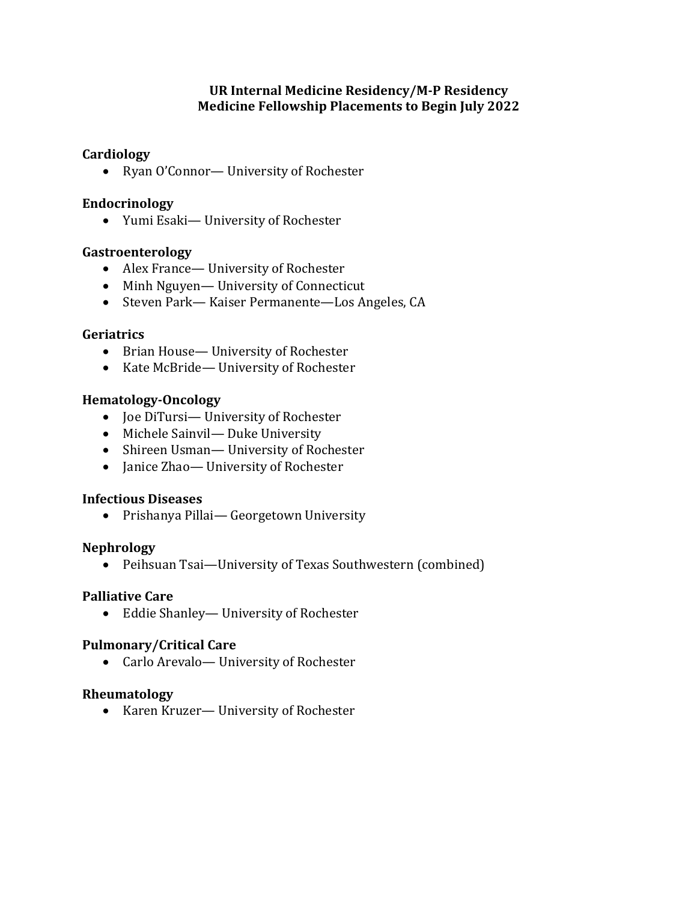**UR Internal Medicine Residency/M-P Residency**
**Medicine Fellowship Placements to Begin July 2022**

### Cardiology

- Ryan O'Connor— University of Rochester

### Endocrinology

- Yumi Esaki— University of Rochester

### Gastroenterology

- Alex France— University of Rochester
- Minh Nguyen— University of Connecticut
- Steven Park— Kaiser Permanente—Los Angeles, CA

### Geriatrics

- Brian House— University of Rochester
- Kate McBride— University of Rochester

### Hematology-Oncology

- Joe DiTursi— University of Rochester
- Michele Sainvil— Duke University
- Shireen Usman— University of Rochester
- Janice Zhao— University of Rochester

### Infectious Diseases

- Prishanya Pillai— Georgetown University

### Nephrology

- Peihsuan Tsai—University of Texas Southwestern (combined)

### Palliative Care

- Eddie Shanley— University of Rochester

### Pulmonary/Critical Care

- Carlo Arevalo— University of Rochester

### Rheumatology

- Karen Kruzer— University of Rochester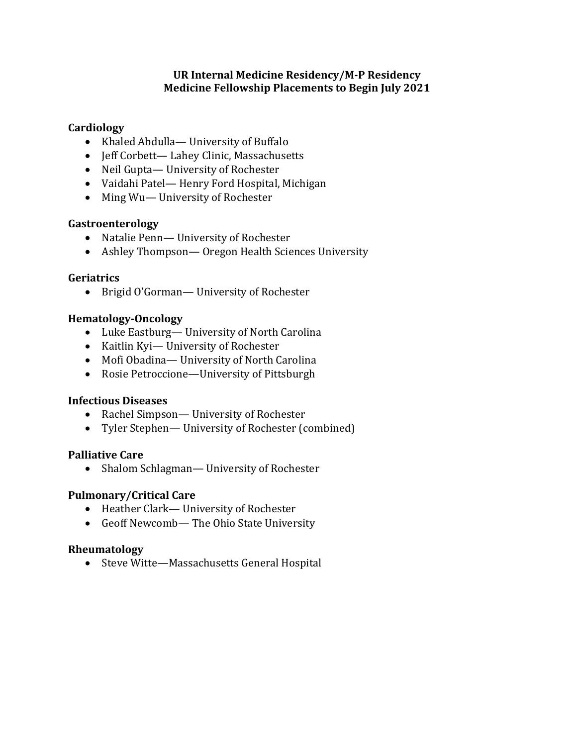# UR Internal Medicine Residency/M-P Residency
# Medicine Fellowship Placements to Begin July 2021

## Cardiology

- Khaled Abdulla— University of Buffalo
- Jeff Corbett— Lahey Clinic, Massachusetts
- Neil Gupta— University of Rochester
- Vaidahi Patel— Henry Ford Hospital, Michigan
- Ming Wu— University of Rochester

## Gastroenterology

- Natalie Penn— University of Rochester
- Ashley Thompson— Oregon Health Sciences University

## Geriatrics

- Brigid O'Gorman— University of Rochester

## Hematology-Oncology

- Luke Eastburg— University of North Carolina
- Kaitlin Kyi— University of Rochester
- Mofi Obadina— University of North Carolina
- Rosie Petroccione—University of Pittsburgh

## Infectious Diseases

- Rachel Simpson— University of Rochester
- Tyler Stephen— University of Rochester (combined)

## Palliative Care

- Shalom Schlagman— University of Rochester

## Pulmonary/Critical Care

- Heather Clark— University of Rochester
- Geoff Newcomb— The Ohio State University

## Rheumatology

- Steve Witte—Massachusetts General Hospital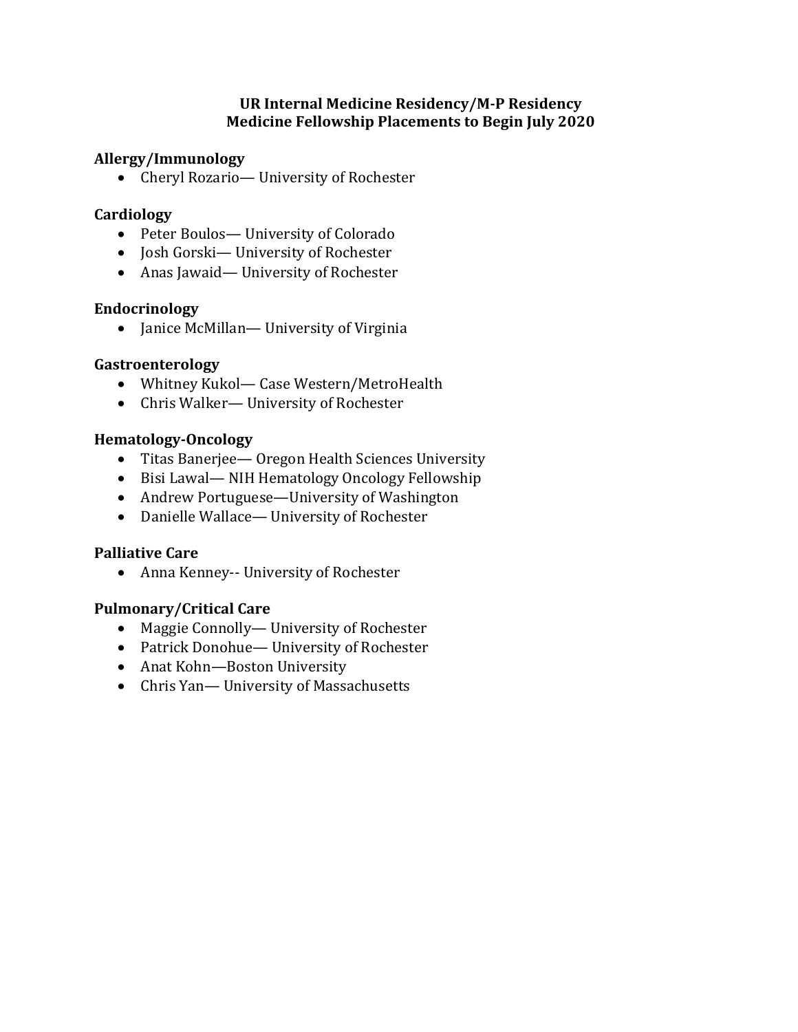**UR Internal Medicine Residency/M-P Residency**
**Medicine Fellowship Placements to Begin July 2020**

**Allergy/Immunology**

- Cheryl Rozario— University of Rochester

**Cardiology**

- Peter Boulos— University of Colorado
- Josh Gorski— University of Rochester
- Anas Jawaid— University of Rochester

**Endocrinology**

- Janice McMillan— University of Virginia

**Gastroenterology**

- Whitney Kukol— Case Western/MetroHealth
- Chris Walker— University of Rochester

**Hematology-Oncology**

- Titas Banerjee— Oregon Health Sciences University
- Bisi Lawal— NIH Hematology Oncology Fellowship
- Andrew Portuguese—University of Washington
- Danielle Wallace— University of Rochester

**Palliative Care**

- Anna Kenney-- University of Rochester

**Pulmonary/Critical Care**

- Maggie Connolly— University of Rochester
- Patrick Donohue— University of Rochester
- Anat Kohn—Boston University
- Chris Yan— University of Massachusetts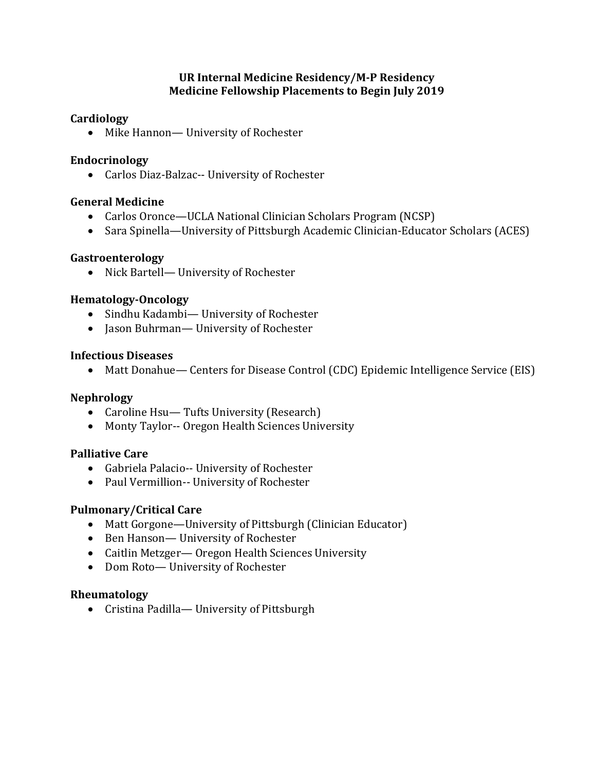**UR Internal Medicine Residency/M-P Residency**
**Medicine Fellowship Placements to Begin July 2019**

### Cardiology

- Mike Hannon— University of Rochester

### Endocrinology

- Carlos Diaz-Balzac-- University of Rochester

### General Medicine

- Carlos Oronce—UCLA National Clinician Scholars Program (NCSP)
- Sara Spinella—University of Pittsburgh Academic Clinician-Educator Scholars (ACES)

### Gastroenterology

- Nick Bartell— University of Rochester

### Hematology-Oncology

- Sindhu Kadambi— University of Rochester
- Jason Buhrman— University of Rochester

### Infectious Diseases

- Matt Donahue— Centers for Disease Control (CDC) Epidemic Intelligence Service (EIS)

### Nephrology

- Caroline Hsu— Tufts University (Research)
- Monty Taylor-- Oregon Health Sciences University

### Palliative Care

- Gabriela Palacio-- University of Rochester
- Paul Vermillion-- University of Rochester

### Pulmonary/Critical Care

- Matt Gorgone—University of Pittsburgh (Clinician Educator)
- Ben Hanson— University of Rochester
- Caitlin Metzger— Oregon Health Sciences University
- Dom Roto— University of Rochester

### Rheumatology

- Cristina Padilla— University of Pittsburgh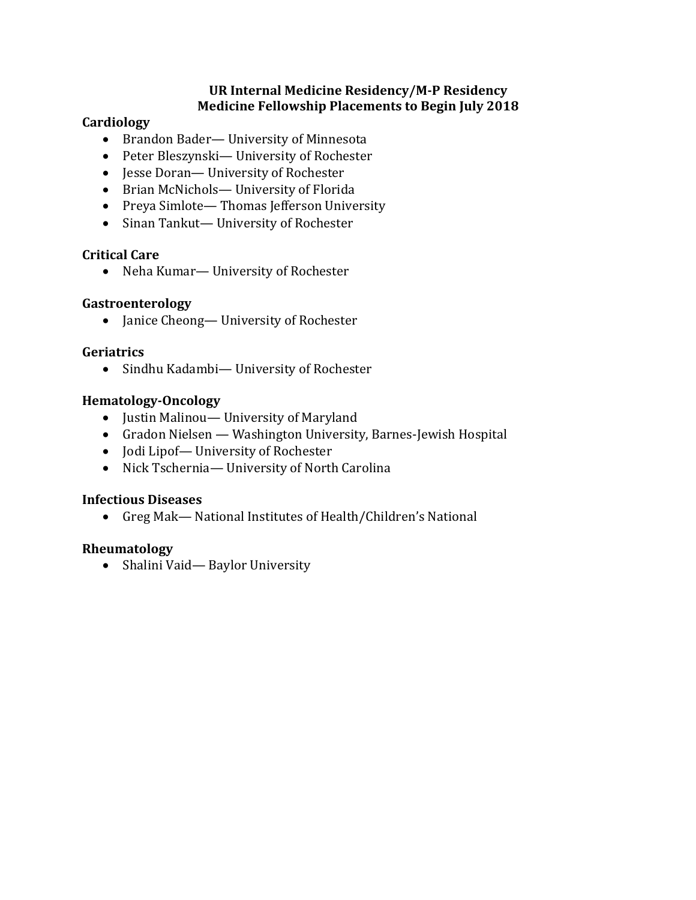# UR Internal Medicine Residency/M-P Residency
# Medicine Fellowship Placements to Begin July 2018

**Cardiology**

- Brandon Bader— University of Minnesota
- Peter Bleszynski— University of Rochester
- Jesse Doran— University of Rochester
- Brian McNichols— University of Florida
- Preya Simlote— Thomas Jefferson University
- Sinan Tankut— University of Rochester

**Critical Care**

- Neha Kumar— University of Rochester

**Gastroenterology**

- Janice Cheong— University of Rochester

**Geriatrics**

- Sindhu Kadambi— University of Rochester

**Hematology-Oncology**

- Justin Malinou— University of Maryland
- Gradon Nielsen — Washington University, Barnes-Jewish Hospital
- Jodi Lipof— University of Rochester
- Nick Tschernia— University of North Carolina

**Infectious Diseases**

- Greg Mak— National Institutes of Health/Children's National

**Rheumatology**

- Shalini Vaid— Baylor University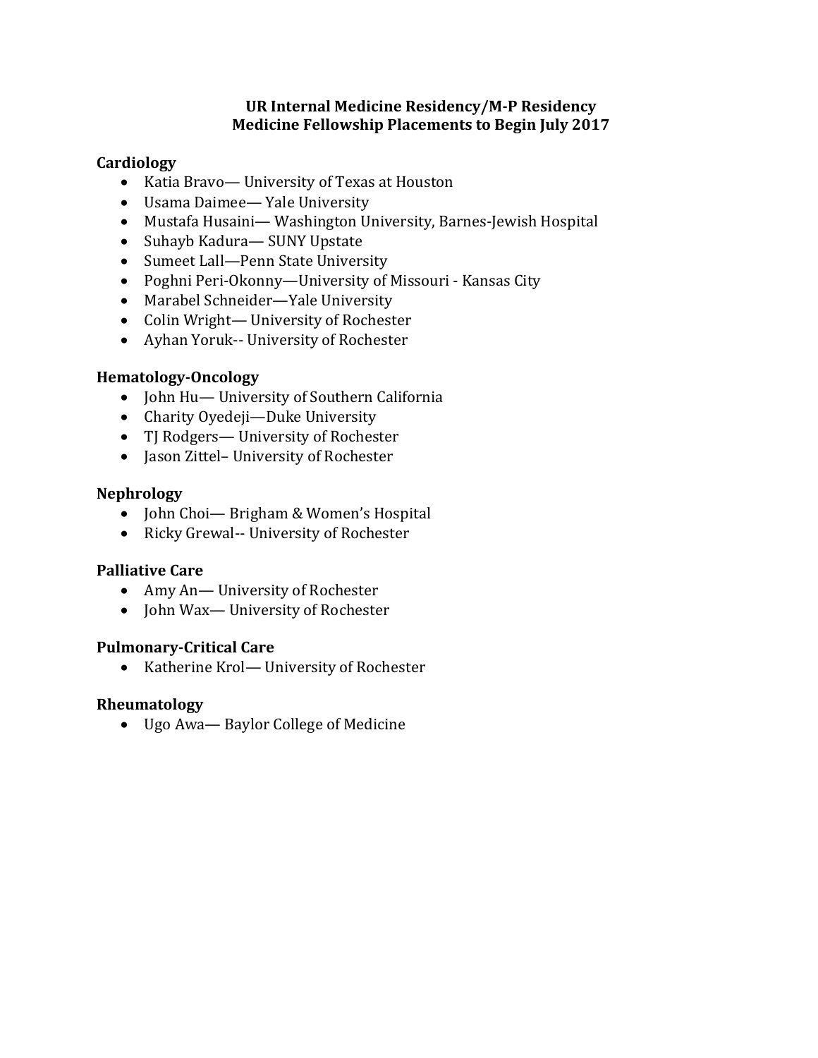# UR Internal Medicine Residency/M-P Residency
# Medicine Fellowship Placements to Begin July 2017

## Cardiology

- Katia Bravo— University of Texas at Houston
- Usama Daimee— Yale University
- Mustafa Husaini— Washington University, Barnes-Jewish Hospital
- Suhayb Kadura— SUNY Upstate
- Sumeet Lall—Penn State University
- Poghni Peri-Okonny—University of Missouri - Kansas City
- Marabel Schneider—Yale University
- Colin Wright— University of Rochester
- Ayhan Yoruk-- University of Rochester

## Hematology-Oncology

- John Hu— University of Southern California
- Charity Oyedeji—Duke University
- TJ Rodgers— University of Rochester
- Jason Zittel– University of Rochester

## Nephrology

- John Choi— Brigham & Women's Hospital
- Ricky Grewal-- University of Rochester

## Palliative Care

- Amy An— University of Rochester
- John Wax— University of Rochester

## Pulmonary-Critical Care

- Katherine Krol— University of Rochester

## Rheumatology

- Ugo Awa— Baylor College of Medicine